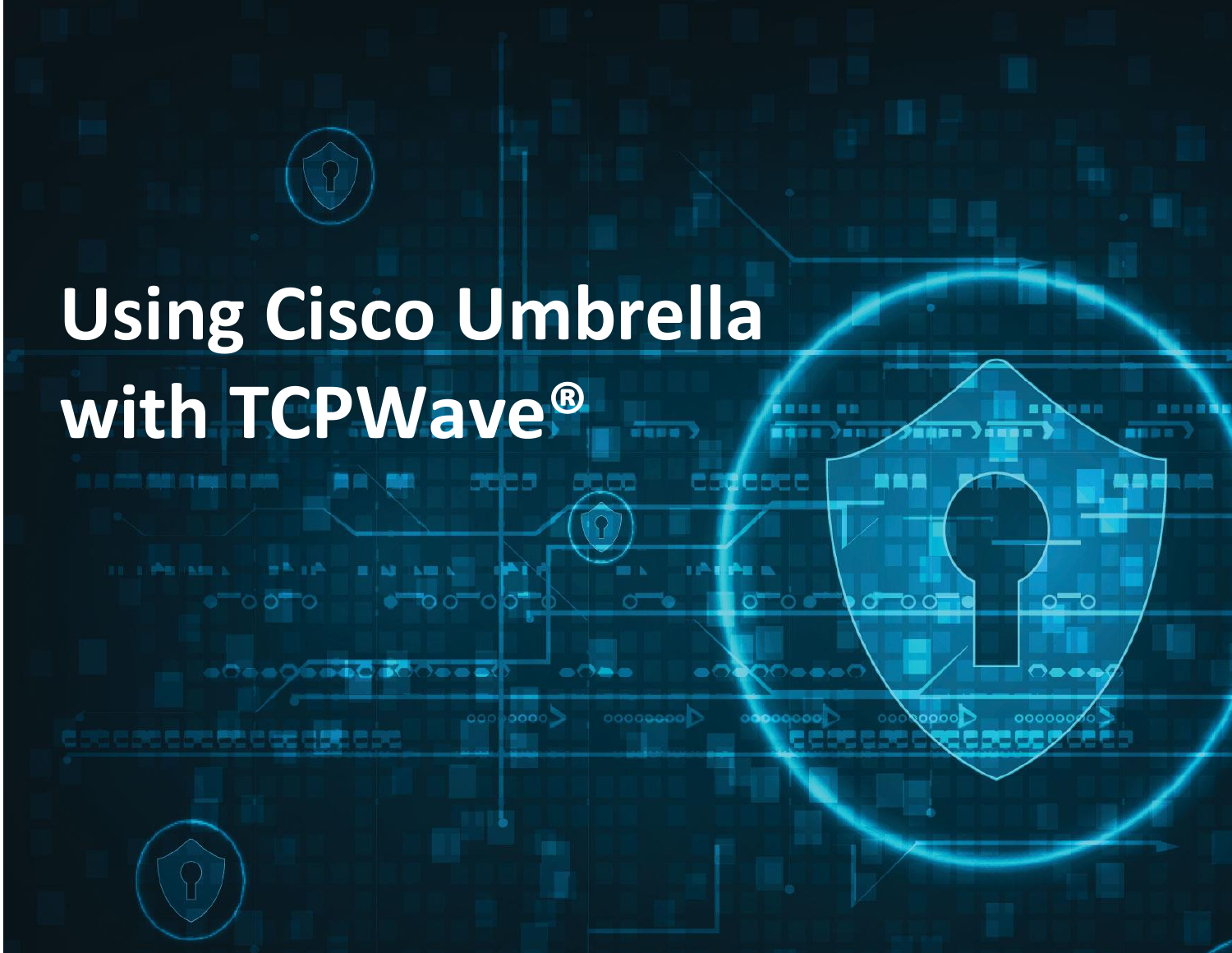# Using Cisco Umbrella with TCPWave®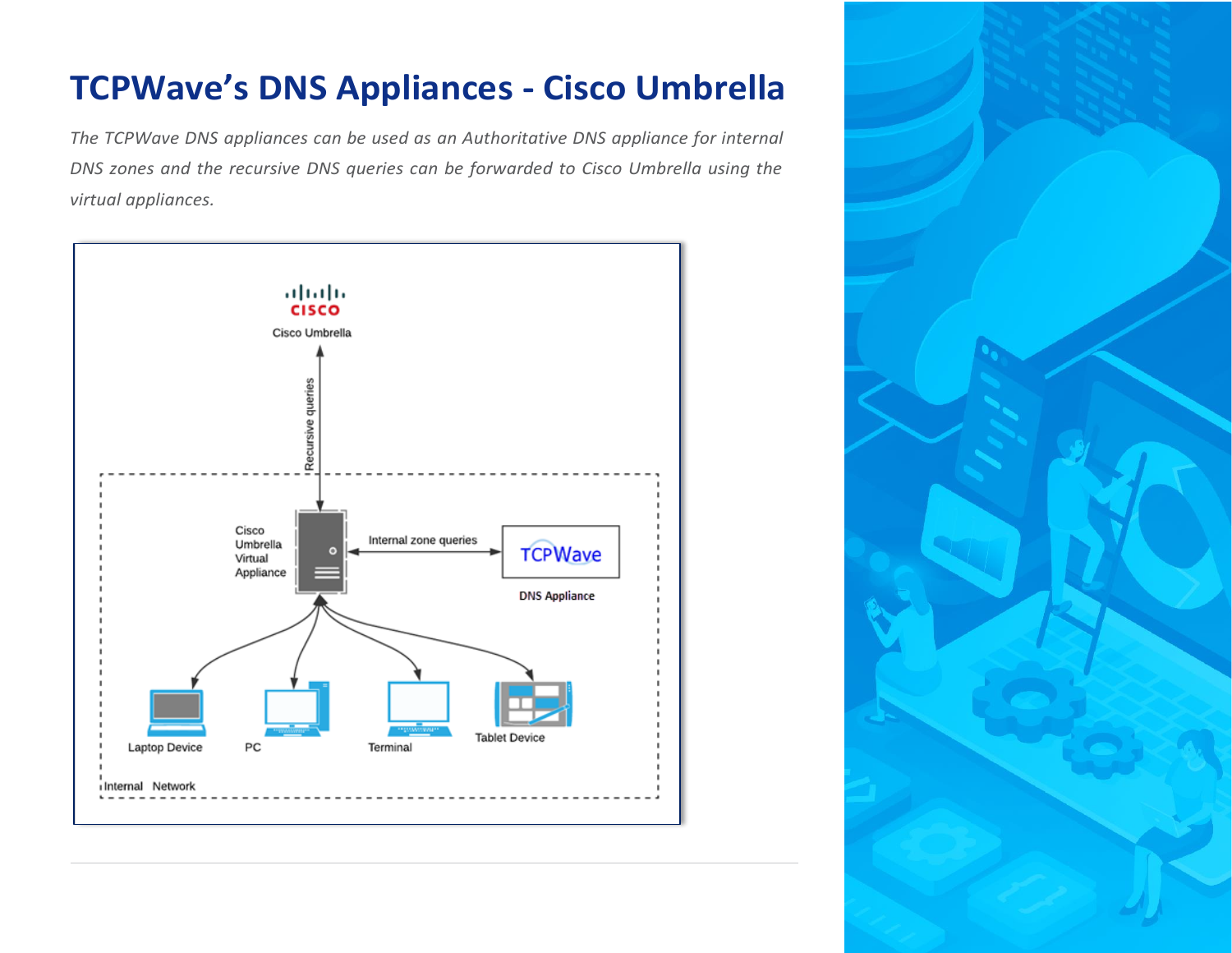# TCPWave's DNS Appliances - Cisco Umbrella

*The TCPWave DNS appliances can be used as an Authoritative DNS appliance for internal DNS zones and the recursive DNS queries can be forwarded to Cisco Umbrella using the virtual appliances.*

Cisco Umbrella

Recursive queries

Cisco Umbrella Virtual Appliance

Internal zone queries

TCPWave

DNS Appliance

Laptop Device

PC

Terminal

Tablet Device

Internal Network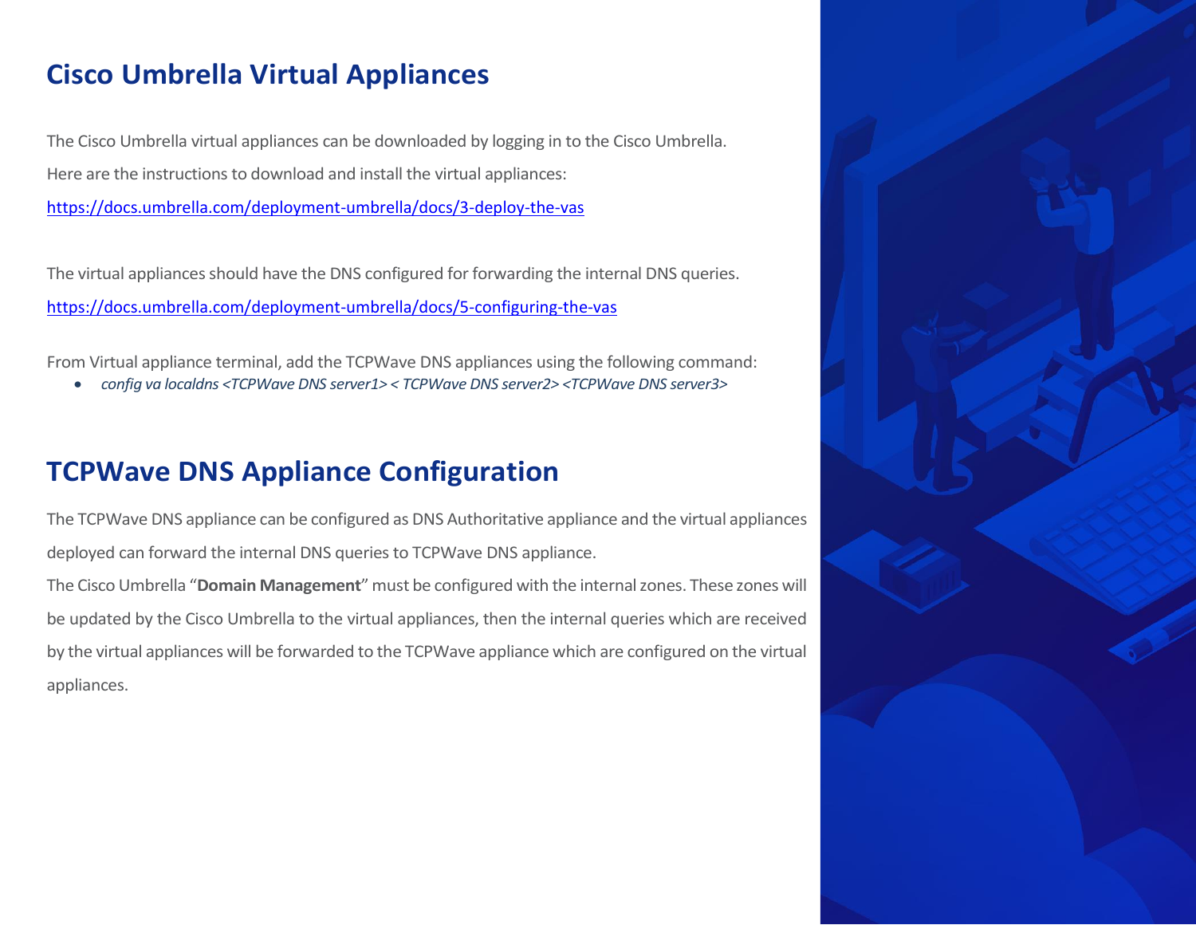## Cisco Umbrella Virtual Appliances

The Cisco Umbrella virtual appliances can be downloaded by logging in to the Cisco Umbrella.

Here are the instructions to download and install the virtual appliances:

https://docs.umbrella.com/deployment-umbrella/docs/3-deploy-the-vas

The virtual appliances should have the DNS configured for forwarding the internal DNS queries.

https://docs.umbrella.com/deployment-umbrella/docs/5-configuring-the-vas

From Virtual appliance terminal, add the TCPWave DNS appliances using the following command:

- *config va localdns <TCPWave DNS server1> < TCPWave DNS server2> <TCPWave DNS server3>*

## TCPWave DNS Appliance Configuration

The TCPWave DNS appliance can be configured as DNS Authoritative appliance and the virtual appliances deployed can forward the internal DNS queries to TCPWave DNS appliance.

The Cisco Umbrella "**Domain Management**" must be configured with the internal zones. These zones will be updated by the Cisco Umbrella to the virtual appliances, then the internal queries which are received by the virtual appliances will be forwarded to the TCPWave appliance which are configured on the virtual appliances.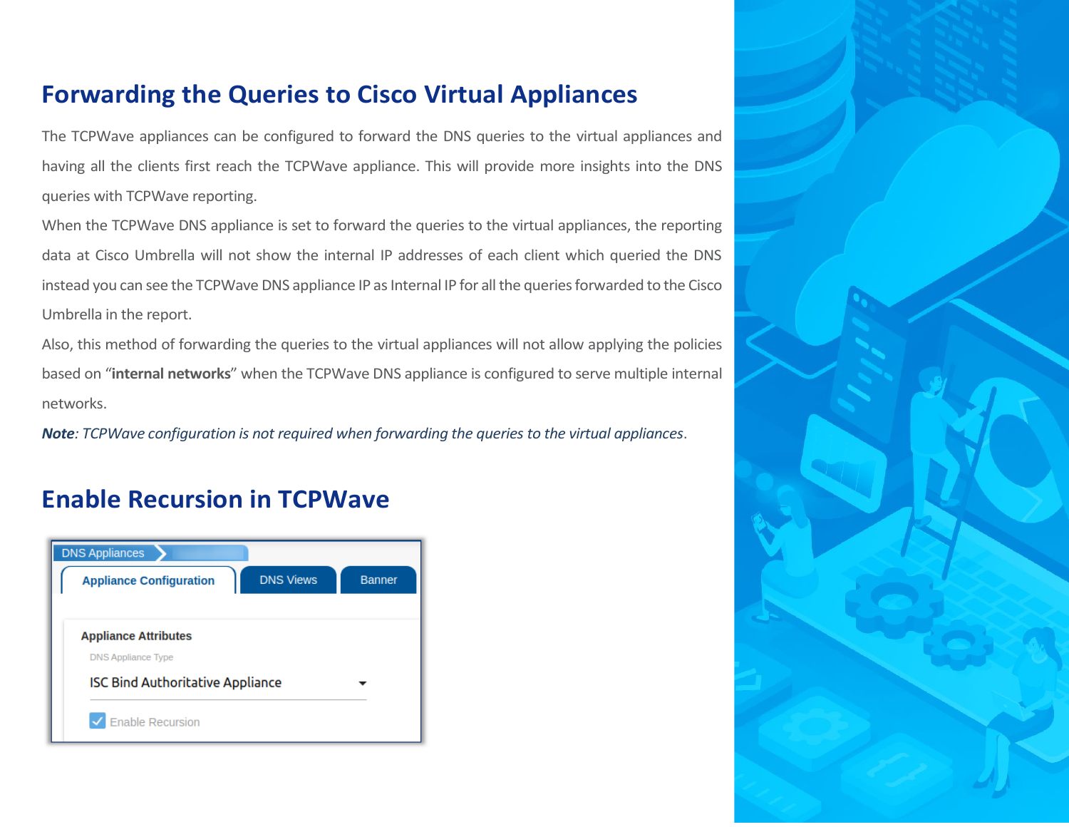## Forwarding the Queries to Cisco Virtual Appliances

The TCPWave appliances can be configured to forward the DNS queries to the virtual appliances and having all the clients first reach the TCPWave appliance. This will provide more insights into the DNS queries with TCPWave reporting.

When the TCPWave DNS appliance is set to forward the queries to the virtual appliances, the reporting data at Cisco Umbrella will not show the internal IP addresses of each client which queried the DNS instead you can see the TCPWave DNS appliance IP as Internal IP for all the queries forwarded to the Cisco Umbrella in the report.

Also, this method of forwarding the queries to the virtual appliances will not allow applying the policies based on "**internal networks**" when the TCPWave DNS appliance is configured to serve multiple internal networks.

***Note****: TCPWave configuration is not required when forwarding the queries to the virtual appliances*.

## Enable Recursion in TCPWave

DNS Appliances

Appliance Configuration | DNS Views | Banner

**Appliance Attributes**

DNS Appliance Type

ISC Bind Authoritative Appliance

☑ Enable Recursion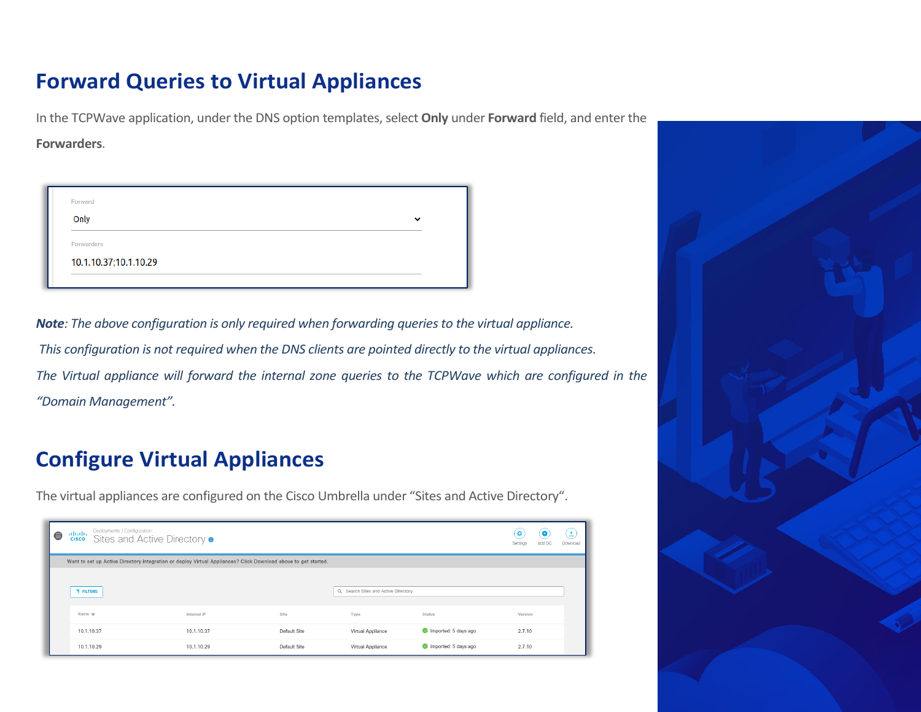# Forward Queries to Virtual Appliances

In the TCPWave application, under the DNS option templates, select **Only** under **Forward** field, and enter the **Forwarders**.

***Note****: The above configuration is only required when forwarding queries to the virtual appliance.*

*This configuration is not required when the DNS clients are pointed directly to the virtual appliances.*

*The Virtual appliance will forward the internal zone queries to the TCPWave which are configured in the "Domain Management".*

# Configure Virtual Appliances

The virtual appliances are configured on the Cisco Umbrella under "Sites and Active Directory".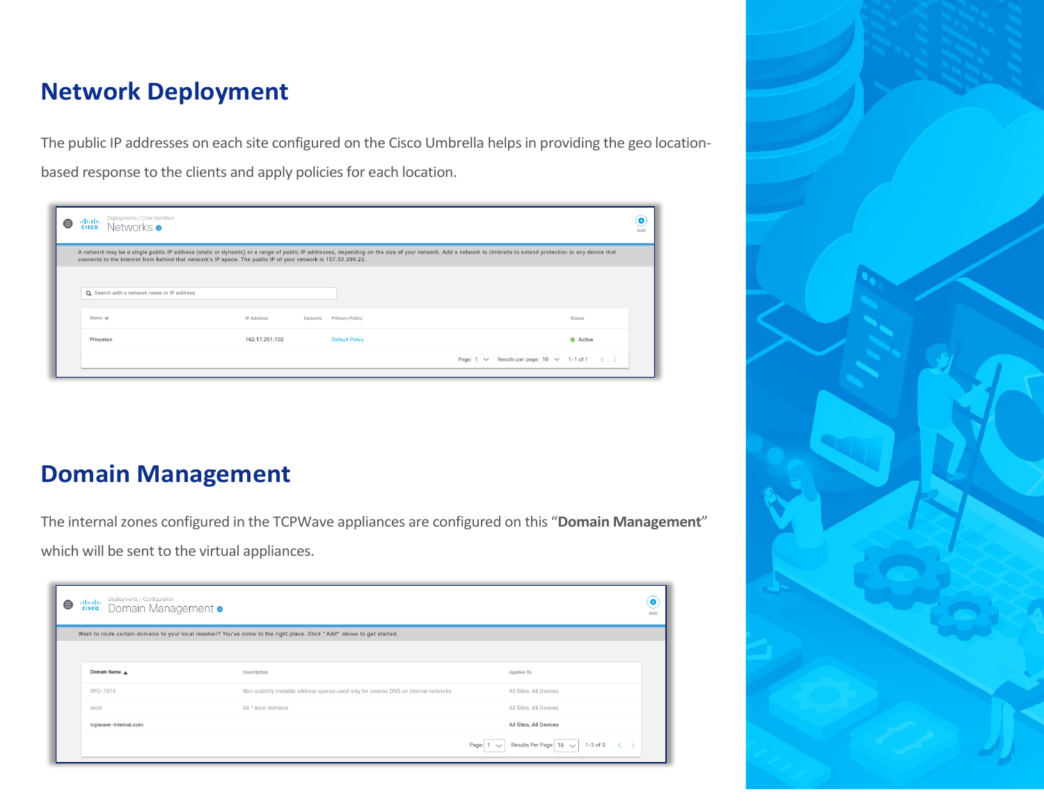## Network Deployment

The public IP addresses on each site configured on the Cisco Umbrella helps in providing the geo location-based response to the clients and apply policies for each location.

## Domain Management

The internal zones configured in the TCPWave appliances are configured on this "**Domain Management**" which will be sent to the virtual appliances.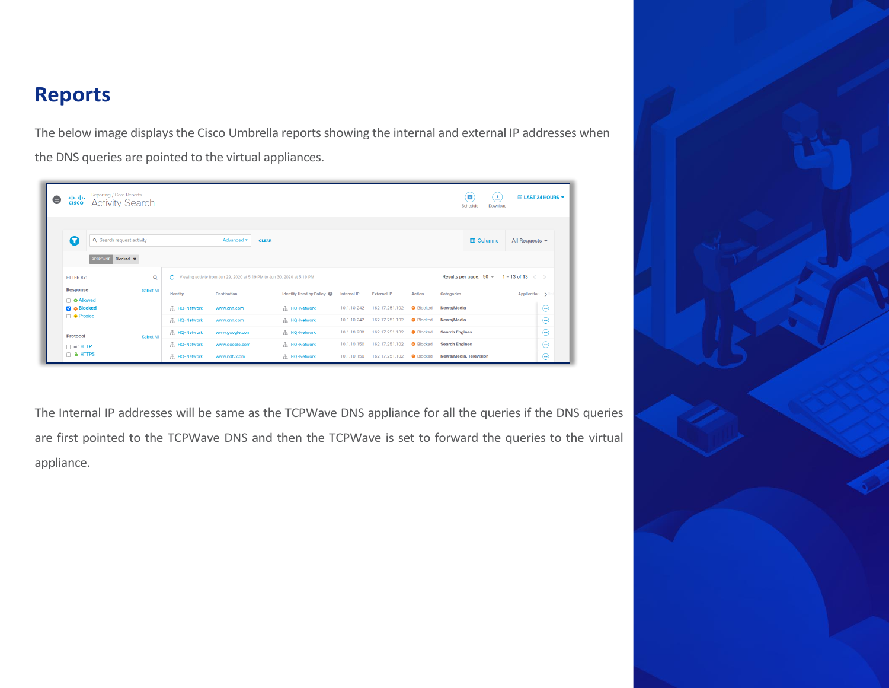# Reports

The below image displays the Cisco Umbrella reports showing the internal and external IP addresses when the DNS queries are pointed to the virtual appliances.

The Internal IP addresses will be same as the TCPWave DNS appliance for all the queries if the DNS queries are first pointed to the TCPWave DNS and then the TCPWave is set to forward the queries to the virtual appliance.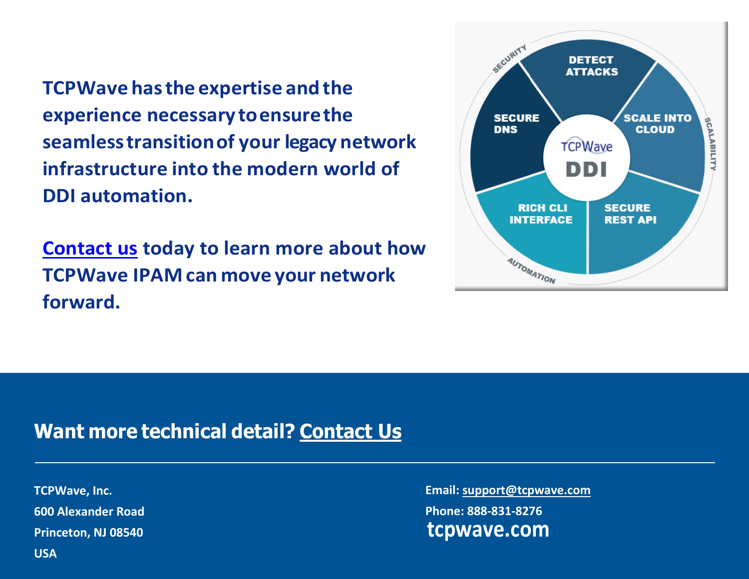**TCPWave has the expertise and the experience necessary to ensure the seamless transition of your legacy network infrastructure into the modern world of DDI automation.**

**Contact us today to learn more about how TCPWave IPAM can move your network forward.**

SECURITY
DETECT ATTACKS
SECURE DNS
SCALE INTO CLOUD
SCALABILITY
TCPWave DDI
RICH CLI INTERFACE
SECURE REST API
AUTOMATION

## Want more technical detail? Contact Us

**TCPWave, Inc.**
**600 Alexander Road**
**Princeton, NJ 08540**
**USA**

**Email: support@tcpwave.com**
**Phone: 888-831-8276**
**tcpwave.com**